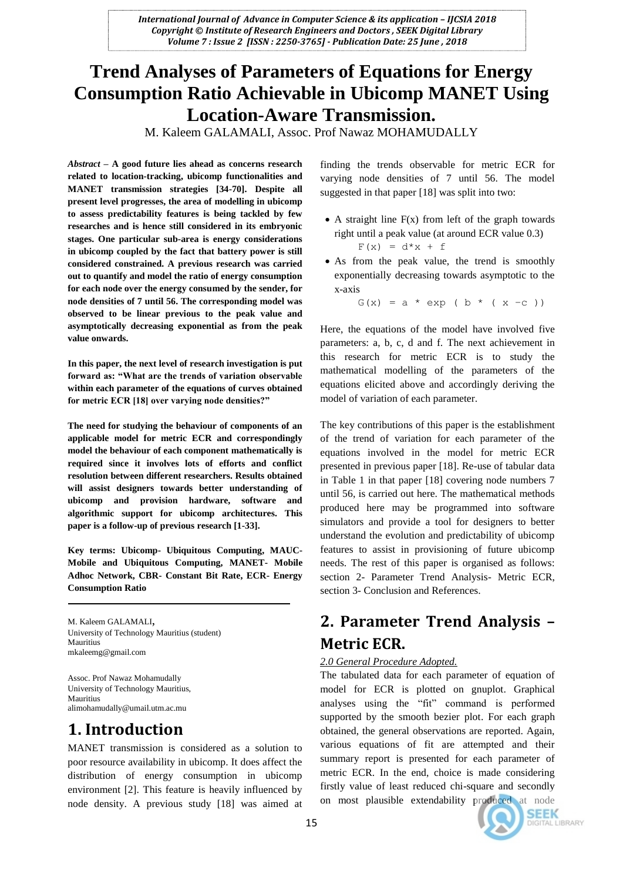# Trend Analyses of Parameters of Equations for Energy Consumption Ratio Achievable in Ubicomp MANET Using Location-Aware Transmission.

M. Kaleem GALAMALI, Assoc. Prof Nawaz MOHAMUDALLY

***Abstract*** **– A good future lies ahead as concerns research related to location-tracking, ubicomp functionalities and MANET transmission strategies [34-70]. Despite all present level progresses, the area of modelling in ubicomp to assess predictability features is being tackled by few researches and is hence still considered in its embryonic stages. One particular sub-area is energy considerations in ubicomp coupled by the fact that battery power is still considered constrained. A previous research was carried out to quantify and model the ratio of energy consumption for each node over the energy consumed by the sender, for node densities of 7 until 56. The corresponding model was observed to be linear previous to the peak value and asymptotically decreasing exponential as from the peak value onwards.**

**In this paper, the next level of research investigation is put forward as: "What are the trends of variation observable within each parameter of the equations of curves obtained for metric ECR [18] over varying node densities?"**

**The need for studying the behaviour of components of an applicable model for metric ECR and correspondingly model the behaviour of each component mathematically is required since it involves lots of efforts and conflict resolution between different researchers. Results obtained will assist designers towards better understanding of ubicomp and provision hardware, software and algorithmic support for ubicomp architectures. This paper is a follow-up of previous research [1-33].**

**Key terms: Ubicomp- Ubiquitous Computing, MAUC- Mobile and Ubiquitous Computing, MANET- Mobile Adhoc Network, CBR- Constant Bit Rate, ECR- Energy Consumption Ratio**

M. Kaleem GALAMALI,
University of Technology Mauritius (student)
Mauritius
mkaleemg@gmail.com

Assoc. Prof Nawaz Mohamudally
University of Technology Mauritius,
Mauritius
alimohamudally@umail.utm.ac.mu

# 1. Introduction

MANET transmission is considered as a solution to poor resource availability in ubicomp. It does affect the distribution of energy consumption in ubicomp environment [2]. This feature is heavily influenced by node density. A previous study [18] was aimed at finding the trends observable for metric ECR for varying node densities of 7 until 56. The model suggested in that paper [18] was split into two:

- A straight line F(x) from left of the graph towards right until a peak value (at around ECR value 0.3)
  `F(x) = d*x + f`
- As from the peak value, the trend is smoothly exponentially decreasing towards asymptotic to the x-axis
  `G(x) = a * exp ( b * ( x -c ))`

Here, the equations of the model have involved five parameters: a, b, c, d and f. The next achievement in this research for metric ECR is to study the mathematical modelling of the parameters of the equations elicited above and accordingly deriving the model of variation of each parameter.

The key contributions of this paper is the establishment of the trend of variation for each parameter of the equations involved in the model for metric ECR presented in previous paper [18]. Re-use of tabular data in Table 1 in that paper [18] covering node numbers 7 until 56, is carried out here. The mathematical methods produced here may be programmed into software simulators and provide a tool for designers to better understand the evolution and predictability of ubicomp features to assist in provisioning of future ubicomp needs. The rest of this paper is organised as follows: section 2- Parameter Trend Analysis- Metric ECR, section 3- Conclusion and References.

# 2. Parameter Trend Analysis – Metric ECR.

*2.0 General Procedure Adopted.*

The tabulated data for each parameter of equation of model for ECR is plotted on gnuplot. Graphical analyses using the "fit" command is performed supported by the smooth bezier plot. For each graph obtained, the general observations are reported. Again, various equations of fit are attempted and their summary report is presented for each parameter of metric ECR. In the end, choice is made considering firstly value of least reduced chi-square and secondly on most plausible extendability produced at node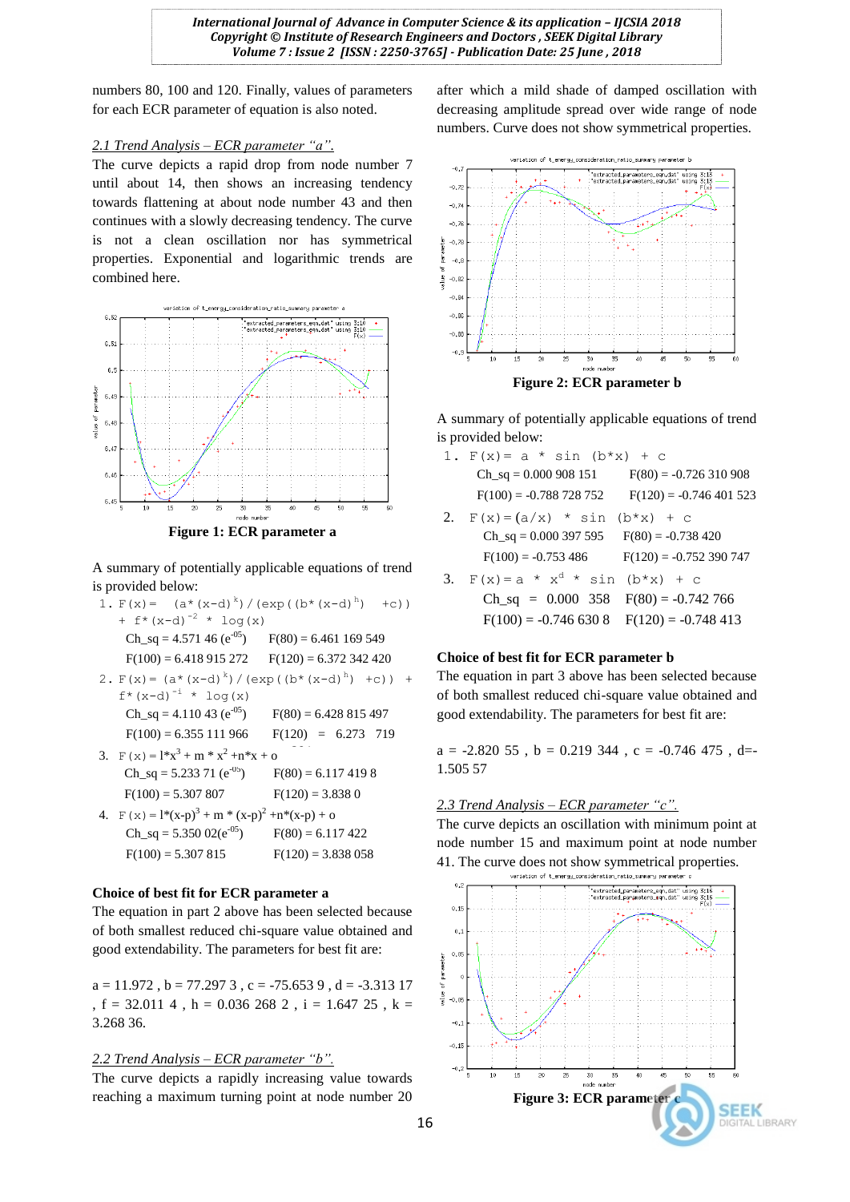numbers 80, 100 and 120. Finally, values of parameters for each ECR parameter of equation is also noted.

### *2.1 Trend Analysis – ECR parameter "a".*

The curve depicts a rapid drop from node number 7 until about 14, then shows an increasing tendency towards flattening at about node number 43 and then continues with a slowly decreasing tendency. The curve is not a clean oscillation nor has symmetrical properties. Exponential and logarithmic trends are combined here.

**Figure 1: ECR parameter a**

A summary of potentially applicable equations of trend is provided below:

1. $F(x) = (a*(x-d)^k)/(\exp((b*(x-d)^h) + c)) + f*(x-d)^{-2} * \log(x)$

   Ch_sq = 4.571 46 ($e^{-05}$)  F(80) = 6.461 169 549

   F(100) = 6.418 915 272  F(120) = 6.372 342 420

2. $F(x) = (a*(x-d)^k)/(\exp((b*(x-d)^h) + c)) + f*(x-d)^{-i} * \log(x)$

   Ch_sq = 4.110 43 ($e^{-05}$)  F(80) = 6.428 815 497

   F(100) = 6.355 111 966  F(120) = 6.273 719

3. $F(x) = l*x^3 + m*x^2 + n*x + o$

   Ch_sq = 5.233 71 ($e^{-05}$)  F(80) = 6.117 419 8

   F(100) = 5.307 807  F(120) = 3.838 0

4. $F(x) = l*(x-p)^3 + m*(x-p)^2 + n*(x-p) + o$

   Ch_sq = 5.350 02($e^{-05}$)  F(80) = 6.117 422

   F(100) = 5.307 815  F(120) = 3.838 058

**Choice of best fit for ECR parameter a**

The equation in part 2 above has been selected because of both smallest reduced chi-square value obtained and good extendability. The parameters for best fit are:

a = 11.972 , b = 77.297 3 , c = -75.653 9 , d = -3.313 17 , f = 32.011 4 , h = 0.036 268 2 , i = 1.647 25 , k = 3.268 36.

### *2.2 Trend Analysis – ECR parameter "b".*

The curve depicts a rapidly increasing value towards reaching a maximum turning point at node number 20 after which a mild shade of damped oscillation with decreasing amplitude spread over wide range of node numbers. Curve does not show symmetrical properties.

**Figure 2: ECR parameter b**

A summary of potentially applicable equations of trend is provided below:

1. $F(x) = a * \sin(b*x) + c$

   Ch_sq = 0.000 908 151  F(80) = -0.726 310 908

   F(100) = -0.788 728 752  F(120) = -0.746 401 523

2. $F(x) = (a/x) * \sin(b*x) + c$

   Ch_sq = 0.000 397 595  F(80) = -0.738 420

   F(100) = -0.753 486  F(120) = -0.752 390 747

3. $F(x) = a * x^d * \sin(b*x) + c$

   Ch_sq = 0.000 358  F(80) = -0.742 766

   F(100) = -0.746 630 8  F(120) = -0.748 413

**Choice of best fit for ECR parameter b**

The equation in part 3 above has been selected because of both smallest reduced chi-square value obtained and good extendability. The parameters for best fit are:

a = -2.820 55 , b = 0.219 344 , c = -0.746 475 , d=-1.505 57

### *2.3 Trend Analysis – ECR parameter "c".*

The curve depicts an oscillation with minimum point at node number 15 and maximum point at node number 41. The curve does not show symmetrical properties.

**Figure 3: ECR parameter c**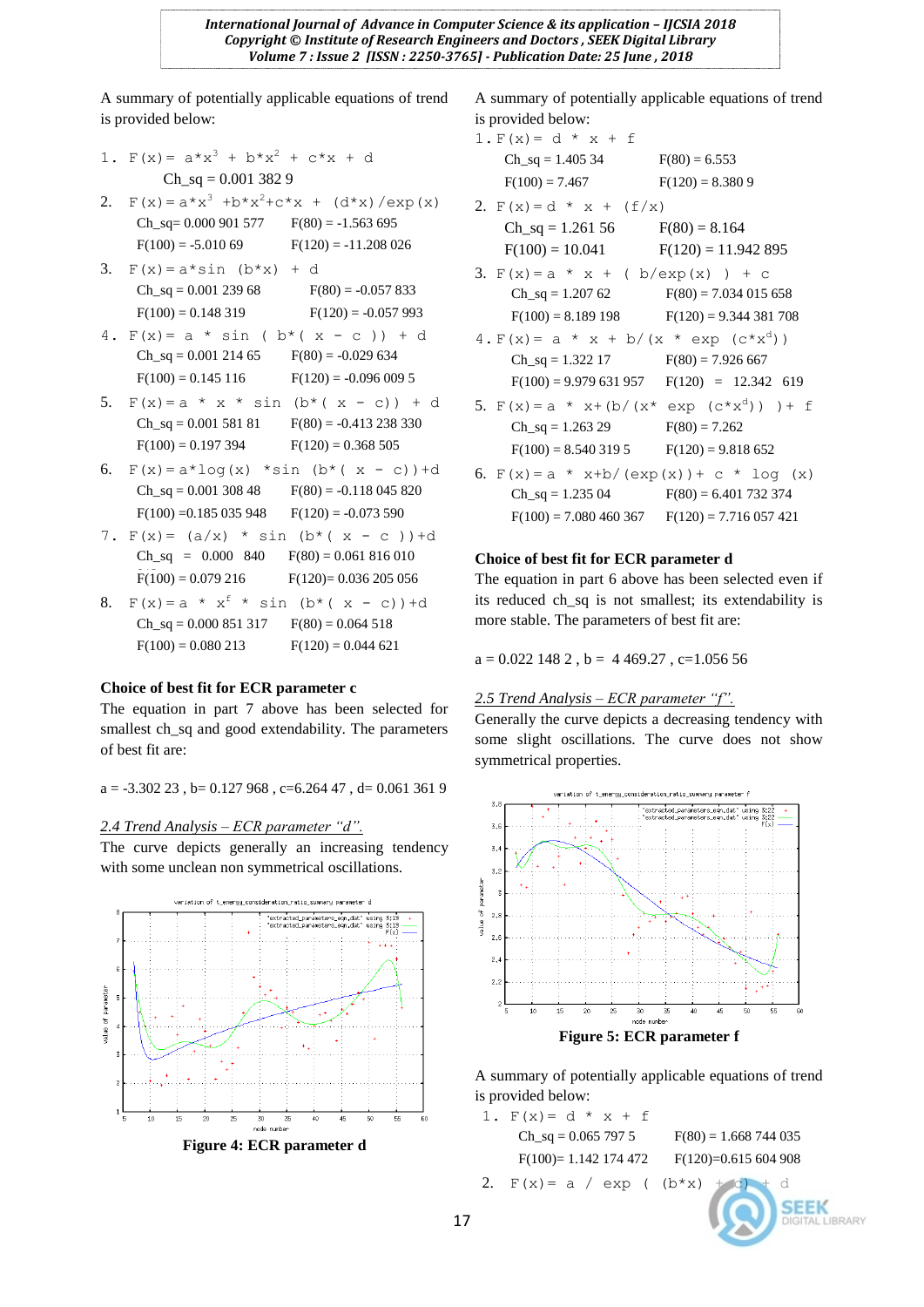A summary of potentially applicable equations of trend is provided below:

1. $F(x) = a*x^3 + b*x^2 + c*x + d$

   Ch_sq = 0.001 382 9

2. $F(x)=a*x^3 + b*x^2+c*x + (d*x)/exp(x)$

   Ch_sq= 0.000 901 577 F(80) = -1.563 695

   F(100) = -5.010 69 F(120) = -11.208 026

3. $F(x)=a*sin (b*x) + d$

   Ch_sq = 0.001 239 68 F(80) = -0.057 833

   F(100) = 0.148 319 F(120) = -0.057 993

4. $F(x)= a * sin ( b*( x - c )) + d$

   Ch_sq = 0.001 214 65 F(80) = -0.029 634

   F(100) = 0.145 116 F(120) = -0.096 009 5

5. $F(x)=a * x * sin (b*( x - c)) + d$

   Ch_sq = 0.001 581 81 F(80) = -0.413 238 330

   F(100) = 0.197 394 F(120) = 0.368 505

6. $F(x)=a*log(x) *sin (b*( x - c))+d$

   Ch_sq = 0.001 308 48 F(80) = -0.118 045 820

   F(100) =0.185 035 948 F(120) = -0.073 590

7. $F(x)= (a/x) * sin (b*( x - c ))+d$

   Ch_sq = 0.000 840 F(80) = 0.061 816 010

   F(100) = 0.079 216 F(120)= 0.036 205 056

8. $F(x)=a * x^f * sin (b*( x - c))+d$

   Ch_sq = 0.000 851 317 F(80) = 0.064 518

   F(100) = 0.080 213 F(120) = 0.044 621

**Choice of best fit for ECR parameter c**

The equation in part 7 above has been selected for smallest ch_sq and good extendability. The parameters of best fit are:

a = -3.302 23 , b= 0.127 968 , c=6.264 47 , d= 0.061 361 9

*2.4 Trend Analysis – ECR parameter "d".*

The curve depicts generally an increasing tendency with some unclean non symmetrical oscillations.

**Figure 4: ECR parameter d**

A summary of potentially applicable equations of trend is provided below:

1. $F(x)= d * x + f$

   Ch_sq = 1.405 34 F(80) = 6.553

   F(100) = 7.467 F(120) = 8.380 9

2. $F(x)=d * x + (f/x)$

   Ch_sq = 1.261 56 F(80) = 8.164

   F(100) = 10.041 F(120) = 11.942 895

3. $F(x)=a * x + ( b/exp(x) ) + c$

   Ch_sq = 1.207 62 F(80) = 7.034 015 658

   F(100) = 8.189 198 F(120) = 9.344 381 708

4. $F(x)= a * x + b/(x * exp (c*x^d))$

   Ch_sq = 1.322 17 F(80) = 7.926 667

   F(100) = 9.979 631 957 F(120) = 12.342 619

5. $F(x)=a * x+(b/(x* exp (c*x^d)) )+ f$

   Ch_sq = 1.263 29 F(80) = 7.262

   F(100) = 8.540 319 5 F(120) = 9.818 652

6. $F(x)=a * x+b/(exp(x))+ c * log (x)$

   Ch_sq = 1.235 04 F(80) = 6.401 732 374

   F(100) = 7.080 460 367 F(120) = 7.716 057 421

**Choice of best fit for ECR parameter d**

The equation in part 6 above has been selected even if its reduced ch_sq is not smallest; its extendability is more stable. The parameters of best fit are:

a = 0.022 148 2 , b = 4 469.27 , c=1.056 56

*2.5 Trend Analysis – ECR parameter "f".*

Generally the curve depicts a decreasing tendency with some slight oscillations. The curve does not show symmetrical properties.

**Figure 5: ECR parameter f**

A summary of potentially applicable equations of trend is provided below:

1. $F(x)= d * x + f$

   Ch_sq = 0.065 797 5 F(80) = 1.668 744 035

   F(100)= 1.142 174 472 F(120)=0.615 604 908

2. $F(x)= a / exp (b*x) + c) + d$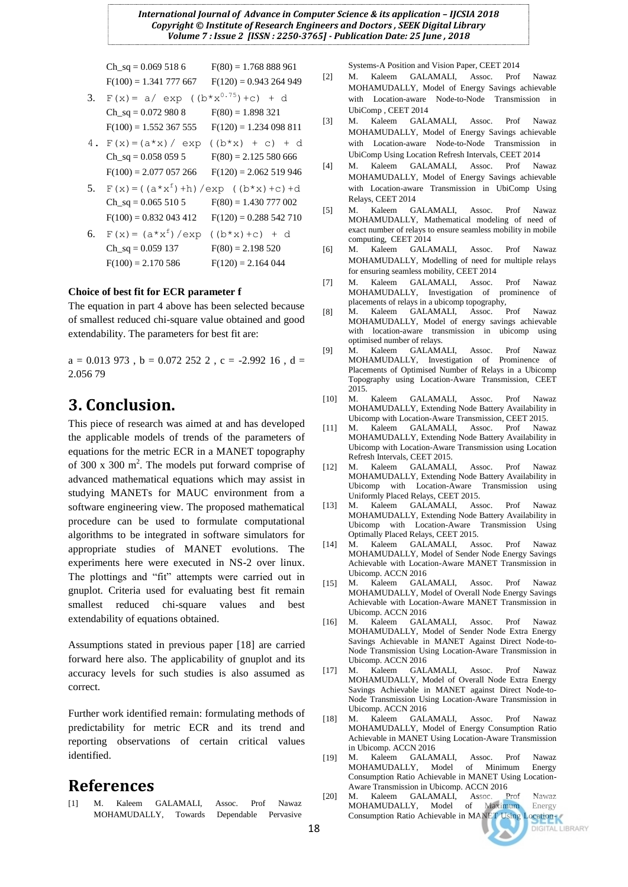Ch_sq = 0.069 518 6 F(80) = 1.768 888 961

F(100) = 1.341 777 667 F(120) = 0.943 264 949

3. $F(x) = a/\exp((b*x^{0.75})+c) + d$

   Ch_sq = 0.072 980 8 F(80) = 1.898 321

   F(100) = 1.552 367 555 F(120) = 1.234 098 811

4. $F(x) = (a*x)/\exp((b*x) + c) + d$

   Ch_sq = 0.058 059 5 F(80) = 2.125 580 666

   F(100) = 2.077 057 266 F(120) = 2.062 519 946

5. $F(x) = ((a*x^{f})+h)/\exp((b*x)+c)+d$

   Ch_sq = 0.065 510 5 F(80) = 1.430 777 002

   F(100) = 0.832 043 412 F(120) = 0.288 542 710

6. $F(x) = (a*x^{f})/\exp((b*x)+c) + d$

   Ch_sq = 0.059 137 F(80) = 2.198 520

   F(100) = 2.170 586 F(120) = 2.164 044

**Choice of best fit for ECR parameter f**

The equation in part 4 above has been selected because of smallest reduced chi-square value obtained and good extendability. The parameters for best fit are:

a = 0.013 973 , b = 0.072 252 2 , c = -2.992 16 , d = 2.056 79

# 3. Conclusion.

This piece of research was aimed at and has developed the applicable models of trends of the parameters of equations for the metric ECR in a MANET topography of 300 x 300 m$^2$. The models put forward comprise of advanced mathematical equations which may assist in studying MANETs for MAUC environment from a software engineering view. The proposed mathematical procedure can be used to formulate computational algorithms to be integrated in software simulators for appropriate studies of MANET evolutions. The experiments here were executed in NS-2 over linux. The plottings and "fit" attempts were carried out in gnuplot. Criteria used for evaluating best fit remain smallest reduced chi-square values and best extendability of equations obtained.

Assumptions stated in previous paper [18] are carried forward here also. The applicability of gnuplot and its accuracy levels for such studies is also assumed as correct.

Further work identified remain: formulating methods of predictability for metric ECR and its trend and reporting observations of certain critical values identified.

# References

[1] M. Kaleem GALAMALI, Assoc. Prof Nawaz MOHAMUDALLY, Towards Dependable Pervasive Systems-A Position and Vision Paper, CEET 2014

[2] M. Kaleem GALAMALI, Assoc. Prof Nawaz MOHAMUDALLY, Model of Energy Savings achievable with Location-aware Node-to-Node Transmission in UbiComp , CEET 2014

[3] M. Kaleem GALAMALI, Assoc. Prof Nawaz MOHAMUDALLY, Model of Energy Savings achievable with Location-aware Node-to-Node Transmission in UbiComp Using Location Refresh Intervals, CEET 2014

[4] M. Kaleem GALAMALI, Assoc. Prof Nawaz MOHAMUDALLY, Model of Energy Savings achievable with Location-aware Transmission in UbiComp Using Relays, CEET 2014

[5] M. Kaleem GALAMALI, Assoc. Prof Nawaz MOHAMUDALLY, Mathematical modeling of need of exact number of relays to ensure seamless mobility in mobile computing, CEET 2014

[6] M. Kaleem GALAMALI, Assoc. Prof Nawaz MOHAMUDALLY, Modelling of need for multiple relays for ensuring seamless mobility, CEET 2014

[7] M. Kaleem GALAMALI, Assoc. Prof Nawaz MOHAMUDALLY, Investigation of prominence of placements of relays in a ubicomp topography,

[8] M. Kaleem GALAMALI, Assoc. Prof Nawaz MOHAMUDALLY, Model of energy savings achievable with location-aware transmission in ubicomp using optimised number of relays.

[9] M. Kaleem GALAMALI, Assoc. Prof Nawaz MOHAMUDALLY, Investigation of Prominence of Placements of Optimised Number of Relays in a Ubicomp Topography using Location-Aware Transmission, CEET 2015.

[10] M. Kaleem GALAMALI, Assoc. Prof Nawaz MOHAMUDALLY, Extending Node Battery Availability in Ubicomp with Location-Aware Transmission, CEET 2015.

[11] M. Kaleem GALAMALI, Assoc. Prof Nawaz MOHAMUDALLY, Extending Node Battery Availability in Ubicomp with Location-Aware Transmission using Location Refresh Intervals, CEET 2015.

[12] M. Kaleem GALAMALI, Assoc. Prof Nawaz MOHAMUDALLY, Extending Node Battery Availability in Ubicomp with Location-Aware Transmission using Uniformly Placed Relays, CEET 2015.

[13] M. Kaleem GALAMALI, Assoc. Prof Nawaz MOHAMUDALLY, Extending Node Battery Availability in Ubicomp with Location-Aware Transmission Using Optimally Placed Relays, CEET 2015.

[14] M. Kaleem GALAMALI, Assoc. Prof Nawaz MOHAMUDALLY, Model of Sender Node Energy Savings Achievable with Location-Aware MANET Transmission in Ubicomp. ACCN 2016

[15] M. Kaleem GALAMALI, Assoc. Prof Nawaz MOHAMUDALLY, Model of Overall Node Energy Savings Achievable with Location-Aware MANET Transmission in Ubicomp. ACCN 2016

[16] M. Kaleem GALAMALI, Assoc. Prof Nawaz MOHAMUDALLY, Model of Sender Node Extra Energy Savings Achievable in MANET Against Direct Node-to-Node Transmission Using Location-Aware Transmission in Ubicomp. ACCN 2016

[17] M. Kaleem GALAMALI, Assoc. Prof Nawaz MOHAMUDALLY, Model of Overall Node Extra Energy Savings Achievable in MANET against Direct Node-to-Node Transmission Using Location-Aware Transmission in Ubicomp. ACCN 2016

[18] M. Kaleem GALAMALI, Assoc. Prof Nawaz MOHAMUDALLY, Model of Energy Consumption Ratio Achievable in MANET Using Location-Aware Transmission in Ubicomp. ACCN 2016

[19] M. Kaleem GALAMALI, Assoc. Prof Nawaz MOHAMUDALLY, Model of Minimum Energy Consumption Ratio Achievable in MANET Using Location-Aware Transmission in Ubicomp. ACCN 2016

[20] M. Kaleem GALAMALI, Assoc. Prof Nawaz MOHAMUDALLY, Model of Maximum Energy Consumption Ratio Achievable in MANET Using Location-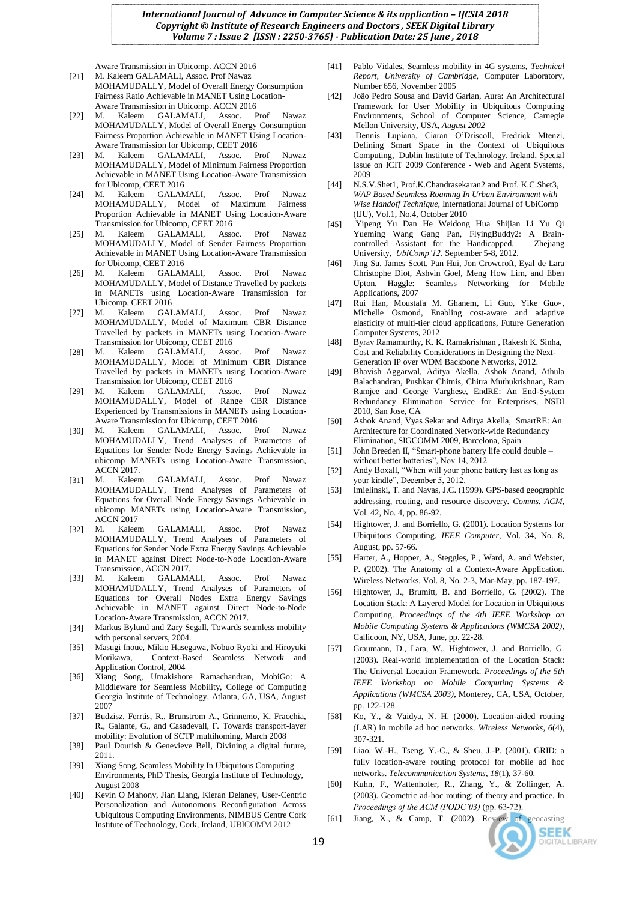Aware Transmission in Ubicomp. ACCN 2016

[21] M. Kaleem GALAMALI, Assoc. Prof Nawaz MOHAMUDALLY, Model of Overall Energy Consumption Fairness Ratio Achievable in MANET Using Location-Aware Transmission in Ubicomp. ACCN 2016

[22] M. Kaleem GALAMALI, Assoc. Prof Nawaz MOHAMUDALLY, Model of Overall Energy Consumption Fairness Proportion Achievable in MANET Using Location-Aware Transmission for Ubicomp, CEET 2016

[23] M. Kaleem GALAMALI, Assoc. Prof Nawaz MOHAMUDALLY, Model of Minimum Fairness Proportion Achievable in MANET Using Location-Aware Transmission for Ubicomp, CEET 2016

[24] M. Kaleem GALAMALI, Assoc. Prof Nawaz MOHAMUDALLY, Model of Maximum Fairness Proportion Achievable in MANET Using Location-Aware Transmission for Ubicomp, CEET 2016

[25] M. Kaleem GALAMALI, Assoc. Prof Nawaz MOHAMUDALLY, Model of Sender Fairness Proportion Achievable in MANET Using Location-Aware Transmission for Ubicomp, CEET 2016

[26] M. Kaleem GALAMALI, Assoc. Prof Nawaz MOHAMUDALLY, Model of Distance Travelled by packets in MANETs using Location-Aware Transmission for Ubicomp, CEET 2016

[27] M. Kaleem GALAMALI, Assoc. Prof Nawaz MOHAMUDALLY, Model of Maximum CBR Distance Travelled by packets in MANETs using Location-Aware Transmission for Ubicomp, CEET 2016

[28] M. Kaleem GALAMALI, Assoc. Prof Nawaz MOHAMUDALLY, Model of Minimum CBR Distance Travelled by packets in MANETs using Location-Aware Transmission for Ubicomp, CEET 2016

[29] M. Kaleem GALAMALI, Assoc. Prof Nawaz MOHAMUDALLY, Model of Range CBR Distance Experienced by Transmissions in MANETs using Location-Aware Transmission for Ubicomp, CEET 2016

[30] M. Kaleem GALAMALI, Assoc. Prof Nawaz MOHAMUDALLY, Trend Analyses of Parameters of Equations for Sender Node Energy Savings Achievable in ubicomp MANETs using Location-Aware Transmission, ACCN 2017.

[31] M. Kaleem GALAMALI, Assoc. Prof Nawaz MOHAMUDALLY, Trend Analyses of Parameters of Equations for Overall Node Energy Savings Achievable in ubicomp MANETs using Location-Aware Transmission, ACCN 2017

[32] M. Kaleem GALAMALI, Assoc. Prof Nawaz MOHAMUDALLY, Trend Analyses of Parameters of Equations for Sender Node Extra Energy Savings Achievable in MANET against Direct Node-to-Node Location-Aware Transmission, ACCN 2017.

[33] M. Kaleem GALAMALI, Assoc. Prof Nawaz MOHAMUDALLY, Trend Analyses of Parameters of Equations for Overall Nodes Extra Energy Savings Achievable in MANET against Direct Node-to-Node Location-Aware Transmission, ACCN 2017.

[34] Markus Bylund and Zary Segall, Towards seamless mobility with personal servers, 2004.

[35] Masugi Inoue, Mikio Hasegawa, Nobuo Ryoki and Hiroyuki Morikawa, Context-Based Seamless Network and Application Control, 2004

[36] Xiang Song, Umakishore Ramachandran, MobiGo: A Middleware for Seamless Mobility, College of Computing Georgia Institute of Technology, Atlanta, GA, USA, August 2007

[37] Budzisz, Ferrús, R., Brunstrom A., Grinnemo, K, Fracchia, R., Galante, G., and Casadevall, F. Towards transport-layer mobility: Evolution of SCTP multihoming, March 2008

[38] Paul Dourish & Genevieve Bell, Divining a digital future, 2011.

[39] Xiang Song, Seamless Mobility In Ubiquitous Computing Environments, PhD Thesis, Georgia Institute of Technology, August 2008

[40] Kevin O Mahony, Jian Liang, Kieran Delaney, User-Centric Personalization and Autonomous Reconfiguration Across Ubiquitous Computing Environments, NIMBUS Centre Cork Institute of Technology, Cork, Ireland, UBICOMM 2012

[41] Pablo Vidales, Seamless mobility in 4G systems, *Technical Report, University of Cambridge,* Computer Laboratory, Number 656, November 2005

[42] João Pedro Sousa and David Garlan, Aura: An Architectural Framework for User Mobility in Ubiquitous Computing Environments, School of Computer Science, Carnegie Mellon University, USA, *August 2002*

[43] Dennis Lupiana, Ciaran O'Driscoll, Fredrick Mtenzi, Defining Smart Space in the Context of Ubiquitous Computing, Dublin Institute of Technology, Ireland, Special Issue on ICIT 2009 Conference - Web and Agent Systems, 2009

[44] N.S.V.Shet1, Prof.K.Chandrasekaran2 and Prof. K.C.Shet3, *WAP Based Seamless Roaming In Urban Environment with Wise Handoff Technique,* International Journal of UbiCom (IJU), Vol.1, No.4, October 2010

[45] Yipeng Yu Dan He Weidong Hua Shijian Li Yu Qi Yueming Wang Gang Pan, FlyingBuddy2: A Brain-controlled Assistant for the Handicapped, Zhejiang University, *UbiComp'12,* September 5-8, 2012.

[46] Jing Su, James Scott, Pan Hui, Jon Crowcroft, Eyal de Lara Christophe Diot, Ashvin Goel, Meng How Lim, and Eben Upton, Haggle: Seamless Networking for Mobile Applications, 2007

[47] Rui Han, Moustafa M. Ghanem, Li Guo, Yike Guo∗, Michelle Osmond, Enabling cost-aware and adaptive elasticity of multi-tier cloud applications, Future Generation Computer Systems, 2012

[48] Byrav Ramamurthy, K. K. Ramakrishnan , Rakesh K. Sinha, Cost and Reliability Considerations in Designing the Next-Generation IP over WDM Backbone Networks, 2012.

[49] Bhavish Aggarwal, Aditya Akella, Ashok Anand, Athula Balachandran, Pushkar Chitnis, Chitra Muthukrishnan, Ram Ramjee and George Varghese, EndRE: An End-System Redundancy Elimination Service for Enterprises, NSDI 2010, San Jose, CA

[50] Ashok Anand, Vyas Sekar and Aditya Akella, SmartRE: An Architecture for Coordinated Network-wide Redundancy Elimination, SIGCOMM 2009, Barcelona, Spain

[51] John Breeden II, "Smart-phone battery life could double – without better batteries", Nov 14, 2012

[52] Andy Boxall, "When will your phone battery last as long as your kindle", December 5, 2012.

[53] Imielinski, T. and Navas, J.C. (1999). GPS-based geographic addressing, routing, and resource discovery. *Comms. ACM*, Vol. 42, No. 4, pp. 86-92.

[54] Hightower, J. and Borriello, G. (2001). Location Systems for Ubiquitous Computing. *IEEE Computer*, Vol. 34, No. 8, August, pp. 57-66.

[55] Harter, A., Hopper, A., Steggles, P., Ward, A. and Webster, P. (2002). The Anatomy of a Context-Aware Application. Wireless Networks, Vol. 8, No. 2-3, Mar-May, pp. 187-197.

[56] Hightower, J., Brumitt, B. and Borriello, G. (2002). The Location Stack: A Layered Model for Location in Ubiquitous Computing. *Proceedings of the 4th IEEE Workshop on Mobile Computing Systems & Applications (WMCSA 2002)*, Callicoon, NY, USA, June, pp. 22-28.

[57] Graumann, D., Lara, W., Hightower, J. and Borriello, G. (2003). Real-world implementation of the Location Stack: The Universal Location Framework. *Proceedings of the 5th IEEE Workshop on Mobile Computing Systems & Applications (WMCSA 2003)*, Monterey, CA, USA, October, pp. 122-128.

[58] Ko, Y., & Vaidya, N. H. (2000). Location-aided routing (LAR) in mobile ad hoc networks. *Wireless Networks*, *6*(4), 307-321.

[59] Liao, W.-H., Tseng, Y.-C., & Sheu, J.-P. (2001). GRID: a fully location-aware routing protocol for mobile ad hoc networks. *Telecommunication Systems*, *18*(1), 37-60.

[60] Kuhn, F., Wattenhofer, R., Zhang, Y., & Zollinger, A. (2003). Geometric ad-hoc routing: of theory and practice. In *Proceedings of the ACM (PODC'03)* (pp. 63-72).

[61] Jiang, X., & Camp, T. (2002). Review of geocasting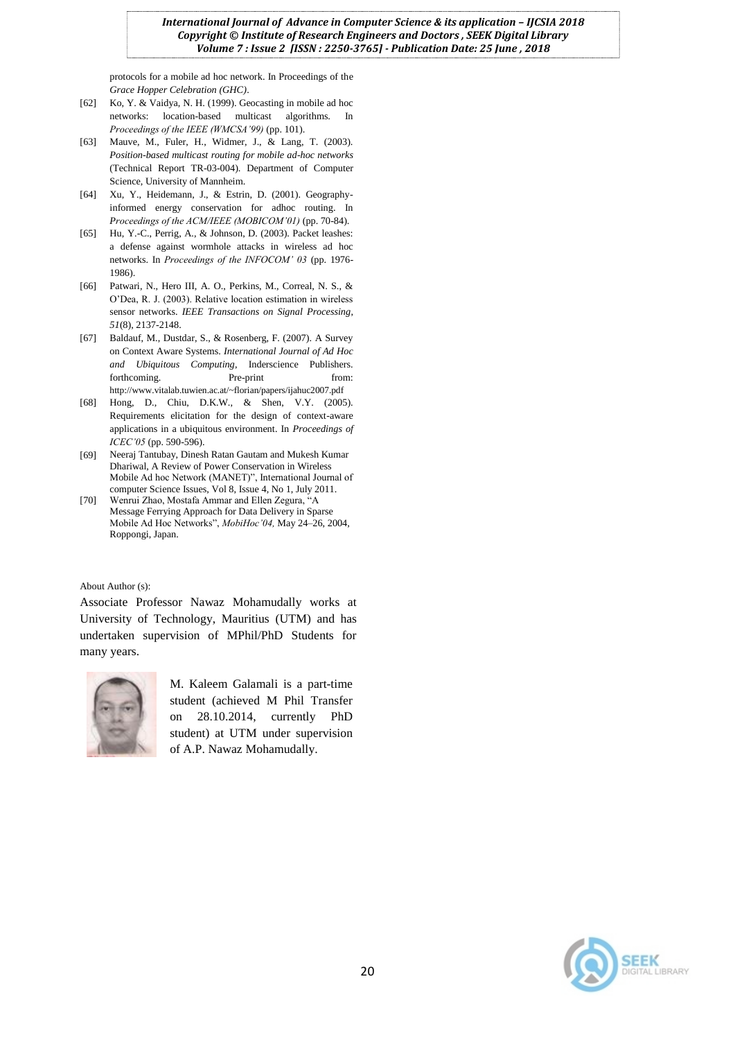protocols for a mobile ad hoc network. In Proceedings of the *Grace Hopper Celebration (GHC)*.

[62] Ko, Y. & Vaidya, N. H. (1999). Geocasting in mobile ad hoc networks: location-based multicast algorithms. In *Proceedings of the IEEE (WMCSA'99)* (pp. 101).

[63] Mauve, M., Fuler, H., Widmer, J., & Lang, T. (2003). *Position-based multicast routing for mobile ad-hoc networks* (Technical Report TR-03-004). Department of Computer Science, University of Mannheim.

[64] Xu, Y., Heidemann, J., & Estrin, D. (2001). Geography-informed energy conservation for adhoc routing. In *Proceedings of the ACM/IEEE (MOBICOM'01)* (pp. 70-84).

[65] Hu, Y.-C., Perrig, A., & Johnson, D. (2003). Packet leashes: a defense against wormhole attacks in wireless ad hoc networks. In *Proceedings of the INFOCOM' 03* (pp. 1976-1986).

[66] Patwari, N., Hero III, A. O., Perkins, M., Correal, N. S., & O'Dea, R. J. (2003). Relative location estimation in wireless sensor networks. *IEEE Transactions on Signal Processing*, *51*(8), 2137-2148.

[67] Baldauf, M., Dustdar, S., & Rosenberg, F. (2007). A Survey on Context Aware Systems. *International Journal of Ad Hoc and Ubiquitous Computing*, Inderscience Publishers. forthcoming. Pre-print from: http://www.vitalab.tuwien.ac.at/~florian/papers/ijahuc2007.pdf

[68] Hong, D., Chiu, D.K.W., & Shen, V.Y. (2005). Requirements elicitation for the design of context-aware applications in a ubiquitous environment. In *Proceedings of ICEC'05* (pp. 590-596).

[69] Neeraj Tantubay, Dinesh Ratan Gautam and Mukesh Kumar Dhariwal, A Review of Power Conservation in Wireless Mobile Ad hoc Network (MANET)", International Journal of computer Science Issues, Vol 8, Issue 4, No 1, July 2011.

[70] Wenrui Zhao, Mostafa Ammar and Ellen Zegura, "A Message Ferrying Approach for Data Delivery in Sparse Mobile Ad Hoc Networks", *MobiHoc'04,* May 24–26, 2004, Roppongi, Japan.

About Author (s):

Associate Professor Nawaz Mohamudally works at University of Technology, Mauritius (UTM) and has undertaken supervision of MPhil/PhD Students for many years.

M. Kaleem Galamali is a part-time student (achieved M Phil Transfer on 28.10.2014, currently PhD student) at UTM under supervision of A.P. Nawaz Mohamudally.